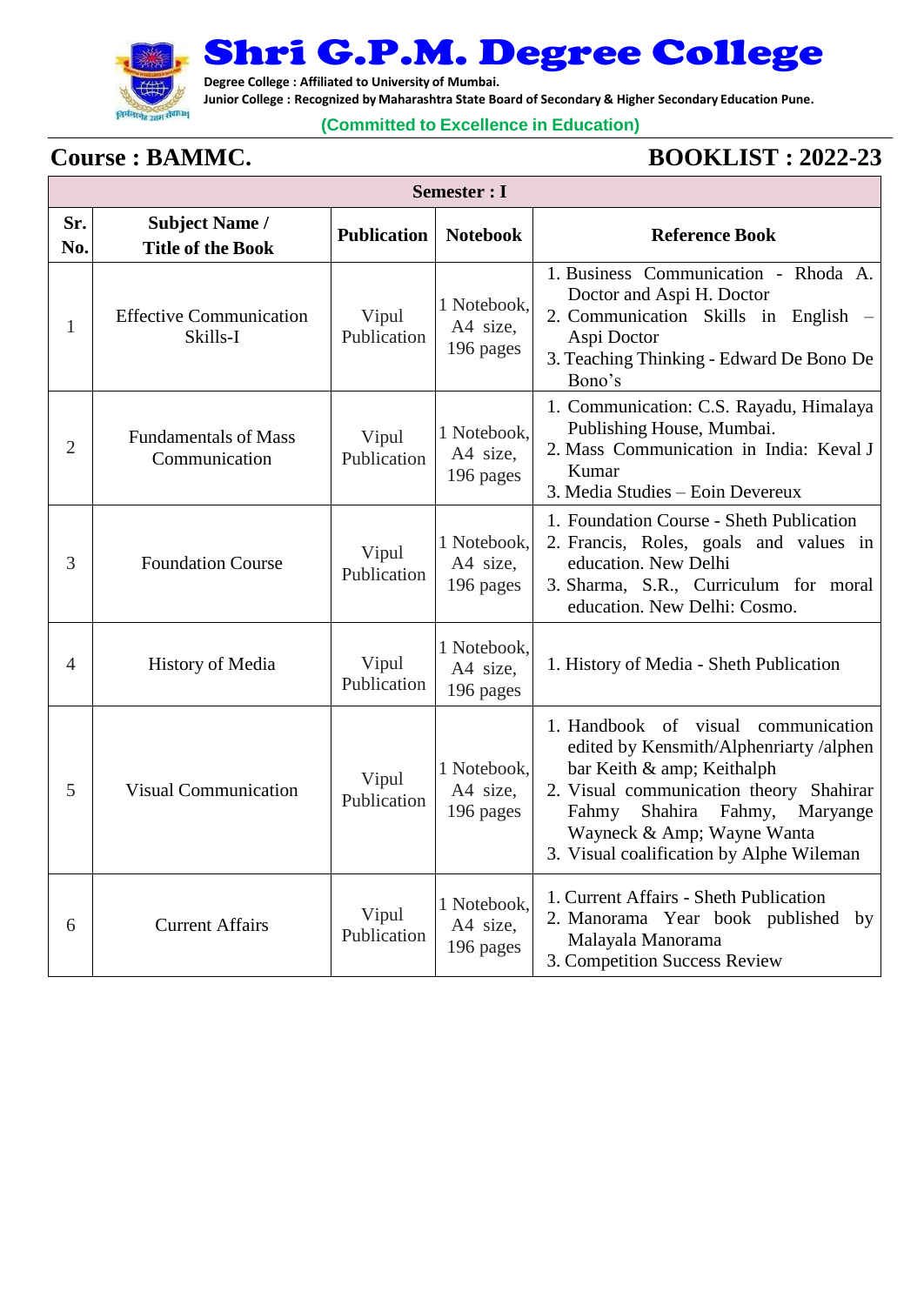# Shri G.P.M. Degree College

**Degree College : Affiliated to University of Mumbai.**
**Junior College : Recognized by Maharashtra State Board of Secondary & Higher Secondary Education Pune.**

**(Committed to Excellence in Education)**

## Course : BAMMC.

## BOOKLIST : 2022-23

| Semester : I | | | | |
|---|---|---|---|---|
| **Sr. No.** | **Subject Name / Title of the Book** | **Publication** | **Notebook** | **Reference Book** |
| 1 | Effective Communication Skills-I | Vipul Publication | 1 Notebook, A4 size, 196 pages | 1. Business Communication - Rhoda A. Doctor and Aspi H. Doctor<br>2. Communication Skills in English – Aspi Doctor<br>3. Teaching Thinking - Edward De Bono De Bono's |
| 2 | Fundamentals of Mass Communication | Vipul Publication | 1 Notebook, A4 size, 196 pages | 1. Communication: C.S. Rayadu, Himalaya Publishing House, Mumbai.<br>2. Mass Communication in India: Keval J Kumar<br>3. Media Studies – Eoin Devereux |
| 3 | Foundation Course | Vipul Publication | 1 Notebook, A4 size, 196 pages | 1. Foundation Course - Sheth Publication<br>2. Francis, Roles, goals and values in education. New Delhi<br>3. Sharma, S.R., Curriculum for moral education. New Delhi: Cosmo. |
| 4 | History of Media | Vipul Publication | 1 Notebook, A4 size, 196 pages | 1. History of Media - Sheth Publication |
| 5 | Visual Communication | Vipul Publication | 1 Notebook, A4 size, 196 pages | 1. Handbook of visual communication edited by Kensmith/Alphenriarty /alphen bar Keith & amp; Keithalph<br>2. Visual communication theory Shahirar Fahmy Shahira Fahmy, Maryange Wayneck & Amp; Wayne Wanta<br>3. Visual coalification by Alphe Wileman |
| 6 | Current Affairs | Vipul Publication | 1 Notebook, A4 size, 196 pages | 1. Current Affairs - Sheth Publication<br>2. Manorama Year book published by Malayala Manorama<br>3. Competition Success Review |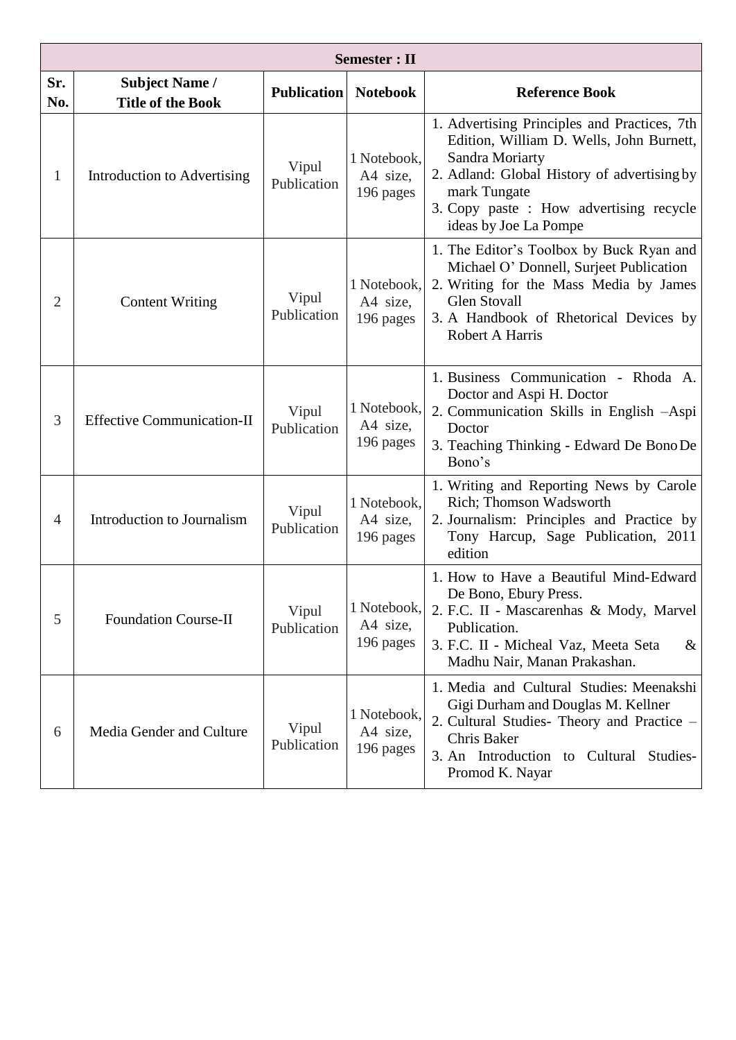| Semester : II | | | | |
|---|---|---|---|---|
| **Sr. No.** | **Subject Name / Title of the Book** | **Publication** | **Notebook** | **Reference Book** |
| 1 | Introduction to Advertising | Vipul Publication | 1 Notebook, A4 size, 196 pages | 1. Advertising Principles and Practices, 7th Edition, William D. Wells, John Burnett, Sandra Moriarty<br>2. Adland: Global History of advertising by mark Tungate<br>3. Copy paste : How advertising recycle ideas by Joe La Pompe |
| 2 | Content Writing | Vipul Publication | 1 Notebook, A4 size, 196 pages | 1. The Editor's Toolbox by Buck Ryan and Michael O' Donnell, Surjeet Publication<br>2. Writing for the Mass Media by James Glen Stovall<br>3. A Handbook of Rhetorical Devices by Robert A Harris |
| 3 | Effective Communication-II | Vipul Publication | 1 Notebook, A4 size, 196 pages | 1. Business Communication - Rhoda A. Doctor and Aspi H. Doctor<br>2. Communication Skills in English –Aspi Doctor<br>3. Teaching Thinking - Edward De Bono De Bono's |
| 4 | Introduction to Journalism | Vipul Publication | 1 Notebook, A4 size, 196 pages | 1. Writing and Reporting News by Carole Rich; Thomson Wadsworth<br>2. Journalism: Principles and Practice by Tony Harcup, Sage Publication, 2011 edition |
| 5 | Foundation Course-II | Vipul Publication | 1 Notebook, A4 size, 196 pages | 1. How to Have a Beautiful Mind-Edward De Bono, Ebury Press.<br>2. F.C. II - Mascarenhas & Mody, Marvel Publication.<br>3. F.C. II - Micheal Vaz, Meeta Seta & Madhu Nair, Manan Prakashan. |
| 6 | Media Gender and Culture | Vipul Publication | 1 Notebook, A4 size, 196 pages | 1. Media and Cultural Studies: Meenakshi Gigi Durham and Douglas M. Kellner<br>2. Cultural Studies- Theory and Practice – Chris Baker<br>3. An Introduction to Cultural Studies- Promod K. Nayar |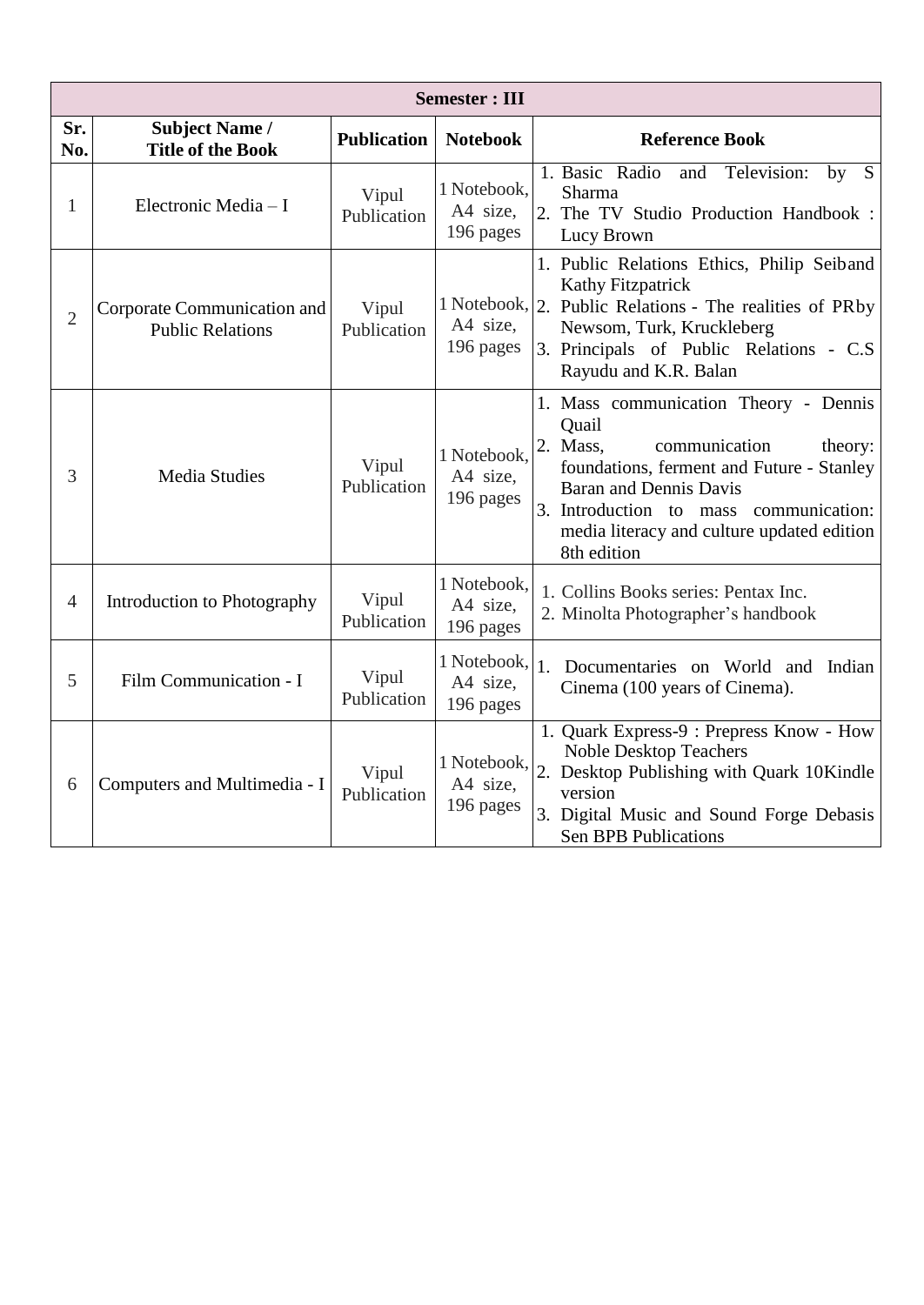| Semester : III | | | | |
|---|---|---|---|---|
| **Sr. No.** | **Subject Name / Title of the Book** | **Publication** | **Notebook** | **Reference Book** |
| 1 | Electronic Media – I | Vipul Publication | 1 Notebook, A4 size, 196 pages | 1. Basic Radio and Television: by S Sharma<br>2. The TV Studio Production Handbook : Lucy Brown |
| 2 | Corporate Communication and Public Relations | Vipul Publication | 1 Notebook, A4 size, 196 pages | 1. Public Relations Ethics, Philip Seiband Kathy Fitzpatrick<br>2. Public Relations - The realities of PRby Newsom, Turk, Kruckleberg<br>3. Principals of Public Relations - C.S Rayudu and K.R. Balan |
| 3 | Media Studies | Vipul Publication | 1 Notebook, A4 size, 196 pages | 1. Mass communication Theory - Dennis Quail<br>2. Mass, communication theory: foundations, ferment and Future - Stanley Baran and Dennis Davis<br>3. Introduction to mass communication: media literacy and culture updated edition 8th edition |
| 4 | Introduction to Photography | Vipul Publication | 1 Notebook, A4 size, 196 pages | 1. Collins Books series: Pentax Inc.<br>2. Minolta Photographer's handbook |
| 5 | Film Communication - I | Vipul Publication | 1 Notebook, A4 size, 196 pages | 1. Documentaries on World and Indian Cinema (100 years of Cinema). |
| 6 | Computers and Multimedia - I | Vipul Publication | 1 Notebook, A4 size, 196 pages | 1. Quark Express-9 : Prepress Know - How Noble Desktop Teachers<br>2. Desktop Publishing with Quark 10Kindle version<br>3. Digital Music and Sound Forge Debasis Sen BPB Publications |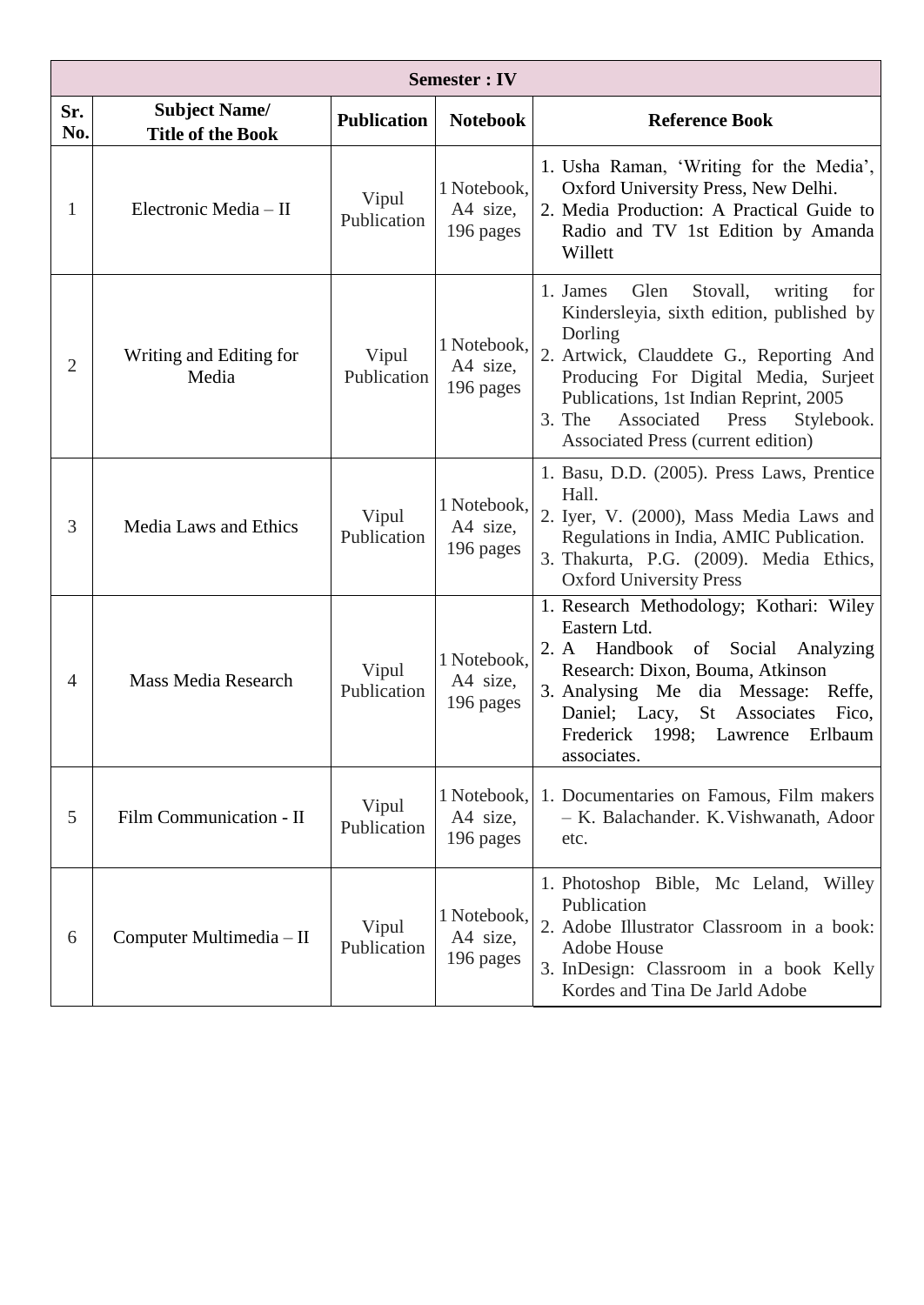| Semester : IV | | | | |
|---|---|---|---|---|
| **Sr. No.** | **Subject Name/ Title of the Book** | **Publication** | **Notebook** | **Reference Book** |
| 1 | Electronic Media – II | Vipul Publication | 1 Notebook, A4 size, 196 pages | 1. Usha Raman, 'Writing for the Media', Oxford University Press, New Delhi.<br>2. Media Production: A Practical Guide to Radio and TV 1st Edition by Amanda Willett |
| 2 | Writing and Editing for Media | Vipul Publication | 1 Notebook, A4 size, 196 pages | 1. James Glen Stovall, writing for Kindersleyia, sixth edition, published by Dorling<br>2. Artwick, Clauddete G., Reporting And Producing For Digital Media, Surjeet Publications, 1st Indian Reprint, 2005<br>3. The Associated Press Stylebook. Associated Press (current edition) |
| 3 | Media Laws and Ethics | Vipul Publication | 1 Notebook, A4 size, 196 pages | 1. Basu, D.D. (2005). Press Laws, Prentice Hall.<br>2. Iyer, V. (2000), Mass Media Laws and Regulations in India, AMIC Publication.<br>3. Thakurta, P.G. (2009). Media Ethics, Oxford University Press |
| 4 | Mass Media Research | Vipul Publication | 1 Notebook, A4 size, 196 pages | 1. Research Methodology; Kothari: Wiley Eastern Ltd.<br>2. A Handbook of Social Analyzing Research: Dixon, Bouma, Atkinson<br>3. Analysing Me dia Message: Reffe, Daniel; Lacy, St Associates Fico, Frederick 1998; Lawrence Erlbaum associates. |
| 5 | Film Communication - II | Vipul Publication | 1 Notebook, A4 size, 196 pages | 1. Documentaries on Famous, Film makers – K. Balachander. K. Vishwanath, Adoor etc. |
| 6 | Computer Multimedia – II | Vipul Publication | 1 Notebook, A4 size, 196 pages | 1. Photoshop Bible, Mc Leland, Willey Publication<br>2. Adobe Illustrator Classroom in a book: Adobe House<br>3. InDesign: Classroom in a book Kelly Kordes and Tina De Jarld Adobe |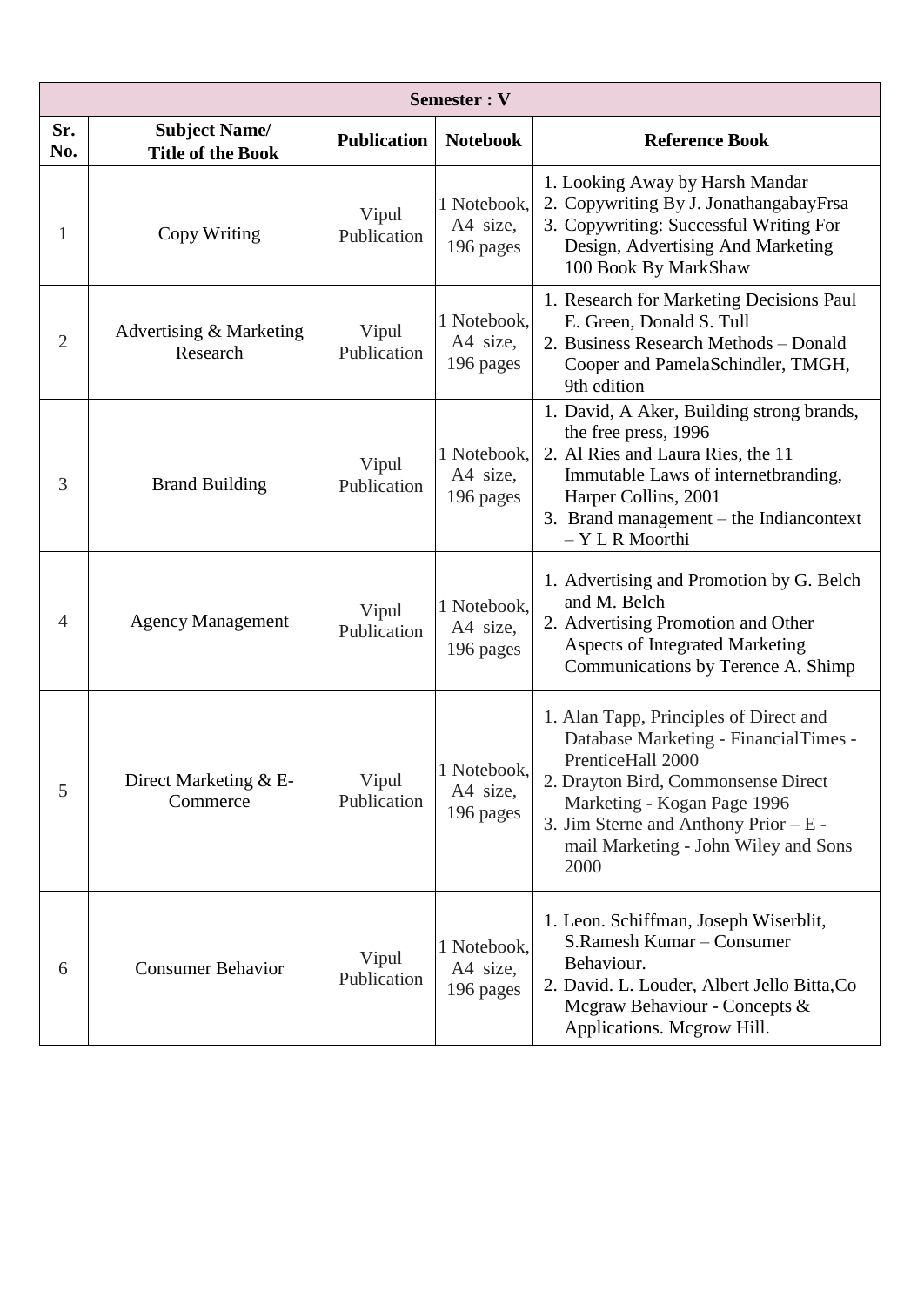| Semester : V | | | | |
|---|---|---|---|---|
| **Sr. No.** | **Subject Name/ Title of the Book** | **Publication** | **Notebook** | **Reference Book** |
| 1 | Copy Writing | Vipul Publication | 1 Notebook, A4 size, 196 pages | 1. Looking Away by Harsh Mandar<br>2. Copywriting By J. JonathangabayFrsa<br>3. Copywriting: Successful Writing For Design, Advertising And Marketing 100 Book By MarkShaw |
| 2 | Advertising & Marketing Research | Vipul Publication | 1 Notebook, A4 size, 196 pages | 1. Research for Marketing Decisions Paul E. Green, Donald S. Tull<br>2. Business Research Methods – Donald Cooper and PamelaSchindler, TMGH, 9th edition |
| 3 | Brand Building | Vipul Publication | 1 Notebook, A4 size, 196 pages | 1. David, A Aker, Building strong brands, the free press, 1996<br>2. Al Ries and Laura Ries, the 11 Immutable Laws of internetbranding, Harper Collins, 2001<br>3. Brand management – the Indiancontext – Y L R Moorthi |
| 4 | Agency Management | Vipul Publication | 1 Notebook, A4 size, 196 pages | 1. Advertising and Promotion by G. Belch and M. Belch<br>2. Advertising Promotion and Other Aspects of Integrated Marketing Communications by Terence A. Shimp |
| 5 | Direct Marketing & E-Commerce | Vipul Publication | 1 Notebook, A4 size, 196 pages | 1. Alan Tapp, Principles of Direct and Database Marketing - FinancialTimes - PrenticeHall 2000<br>2. Drayton Bird, Commonsense Direct Marketing - Kogan Page 1996<br>3. Jim Sterne and Anthony Prior – E - mail Marketing - John Wiley and Sons 2000 |
| 6 | Consumer Behavior | Vipul Publication | 1 Notebook, A4 size, 196 pages | 1. Leon. Schiffman, Joseph Wiserblit, S.Ramesh Kumar – Consumer Behaviour.<br>2. David. L. Louder, Albert Jello Bitta,Co Mcgraw Behaviour - Concepts & Applications. Mcgrow Hill. |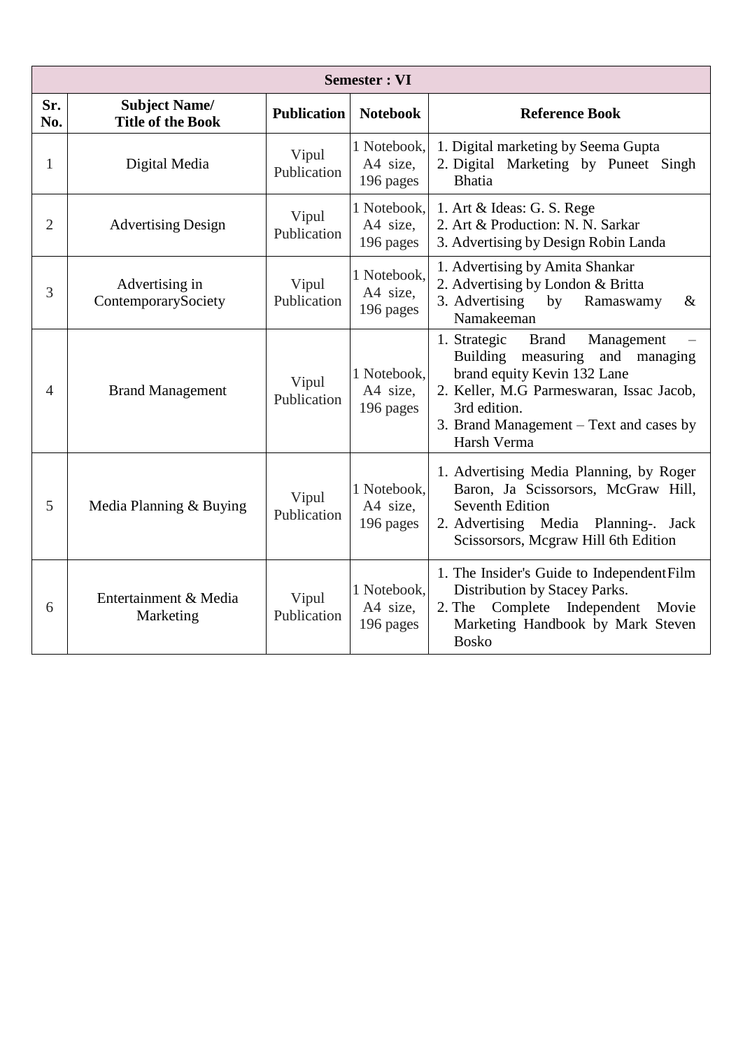| Semester : VI | | | | |
|---|---|---|---|---|
| Sr. No. | Subject Name/ Title of the Book | Publication | Notebook | Reference Book |
| 1 | Digital Media | Vipul Publication | 1 Notebook, A4 size, 196 pages | 1. Digital marketing by Seema Gupta 2. Digital Marketing by Puneet Singh Bhatia |
| 2 | Advertising Design | Vipul Publication | 1 Notebook, A4 size, 196 pages | 1. Art & Ideas: G. S. Rege 2. Art & Production: N. N. Sarkar 3. Advertising by Design Robin Landa |
| 3 | Advertising in ContemporarySociety | Vipul Publication | 1 Notebook, A4 size, 196 pages | 1. Advertising by Amita Shankar 2. Advertising by London & Britta 3. Advertising by Ramaswamy & Namakeeman |
| 4 | Brand Management | Vipul Publication | 1 Notebook, A4 size, 196 pages | 1. Strategic Brand Management – Building measuring and managing brand equity Kevin 132 Lane 2. Keller, M.G Parmeswaran, Issac Jacob, 3rd edition. 3. Brand Management – Text and cases by Harsh Verma |
| 5 | Media Planning & Buying | Vipul Publication | 1 Notebook, A4 size, 196 pages | 1. Advertising Media Planning, by Roger Baron, Ja Scissorsors, McGraw Hill, Seventh Edition 2. Advertising Media Planning-. Jack Scissorsors, Mcgraw Hill 6th Edition |
| 6 | Entertainment & Media Marketing | Vipul Publication | 1 Notebook, A4 size, 196 pages | 1. The Insider's Guide to IndependentFilm Distribution by Stacey Parks. 2. The Complete Independent Movie Marketing Handbook by Mark Steven Bosko |